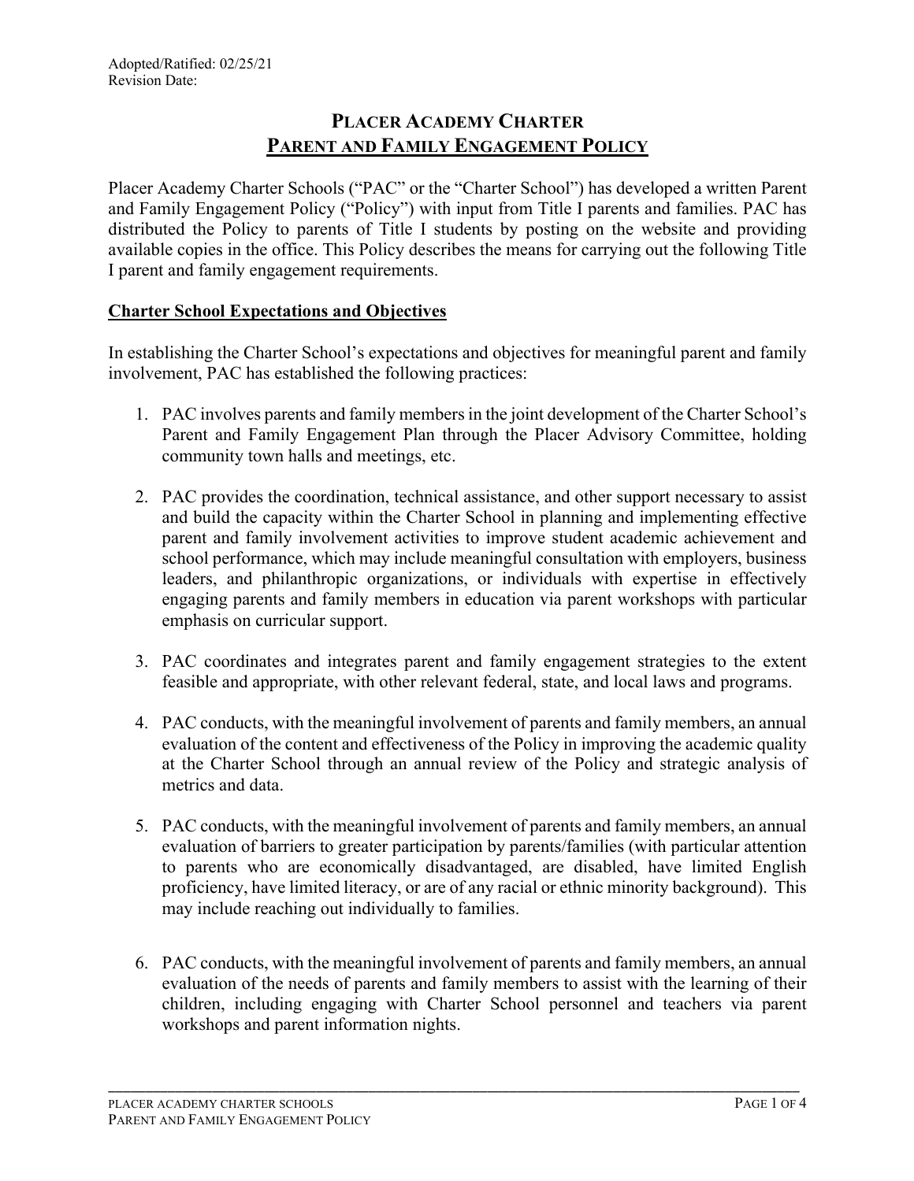Adopted/Ratified: 02/25/21
Revision Date:

# PLACER ACADEMY CHARTER
# PARENT AND FAMILY ENGAGEMENT POLICY

Placer Academy Charter Schools ("PAC" or the "Charter School") has developed a written Parent and Family Engagement Policy ("Policy") with input from Title I parents and families. PAC has distributed the Policy to parents of Title I students by posting on the website and providing available copies in the office. This Policy describes the means for carrying out the following Title I parent and family engagement requirements.

## Charter School Expectations and Objectives

In establishing the Charter School's expectations and objectives for meaningful parent and family involvement, PAC has established the following practices:

1. PAC involves parents and family members in the joint development of the Charter School's Parent and Family Engagement Plan through the Placer Advisory Committee, holding community town halls and meetings, etc.

2. PAC provides the coordination, technical assistance, and other support necessary to assist and build the capacity within the Charter School in planning and implementing effective parent and family involvement activities to improve student academic achievement and school performance, which may include meaningful consultation with employers, business leaders, and philanthropic organizations, or individuals with expertise in effectively engaging parents and family members in education via parent workshops with particular emphasis on curricular support.

3. PAC coordinates and integrates parent and family engagement strategies to the extent feasible and appropriate, with other relevant federal, state, and local laws and programs.

4. PAC conducts, with the meaningful involvement of parents and family members, an annual evaluation of the content and effectiveness of the Policy in improving the academic quality at the Charter School through an annual review of the Policy and strategic analysis of metrics and data.

5. PAC conducts, with the meaningful involvement of parents and family members, an annual evaluation of barriers to greater participation by parents/families (with particular attention to parents who are economically disadvantaged, are disabled, have limited English proficiency, have limited literacy, or are of any racial or ethnic minority background). This may include reaching out individually to families.

6. PAC conducts, with the meaningful involvement of parents and family members, an annual evaluation of the needs of parents and family members to assist with the learning of their children, including engaging with Charter School personnel and teachers via parent workshops and parent information nights.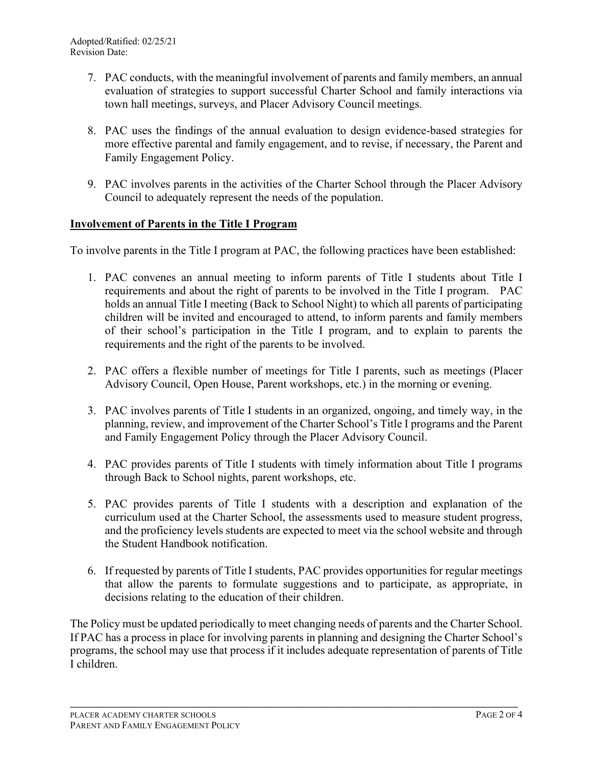7. PAC conducts, with the meaningful involvement of parents and family members, an annual evaluation of strategies to support successful Charter School and family interactions via town hall meetings, surveys, and Placer Advisory Council meetings.

8. PAC uses the findings of the annual evaluation to design evidence-based strategies for more effective parental and family engagement, and to revise, if necessary, the Parent and Family Engagement Policy.

9. PAC involves parents in the activities of the Charter School through the Placer Advisory Council to adequately represent the needs of the population.

**Involvement of Parents in the Title I Program**

To involve parents in the Title I program at PAC, the following practices have been established:

1. PAC convenes an annual meeting to inform parents of Title I students about Title I requirements and about the right of parents to be involved in the Title I program. PAC holds an annual Title I meeting (Back to School Night) to which all parents of participating children will be invited and encouraged to attend, to inform parents and family members of their school's participation in the Title I program, and to explain to parents the requirements and the right of the parents to be involved.

2. PAC offers a flexible number of meetings for Title I parents, such as meetings (Placer Advisory Council, Open House, Parent workshops, etc.) in the morning or evening.

3. PAC involves parents of Title I students in an organized, ongoing, and timely way, in the planning, review, and improvement of the Charter School's Title I programs and the Parent and Family Engagement Policy through the Placer Advisory Council.

4. PAC provides parents of Title I students with timely information about Title I programs through Back to School nights, parent workshops, etc.

5. PAC provides parents of Title I students with a description and explanation of the curriculum used at the Charter School, the assessments used to measure student progress, and the proficiency levels students are expected to meet via the school website and through the Student Handbook notification.

6. If requested by parents of Title I students, PAC provides opportunities for regular meetings that allow the parents to formulate suggestions and to participate, as appropriate, in decisions relating to the education of their children.

The Policy must be updated periodically to meet changing needs of parents and the Charter School. If PAC has a process in place for involving parents in planning and designing the Charter School's programs, the school may use that process if it includes adequate representation of parents of Title I children.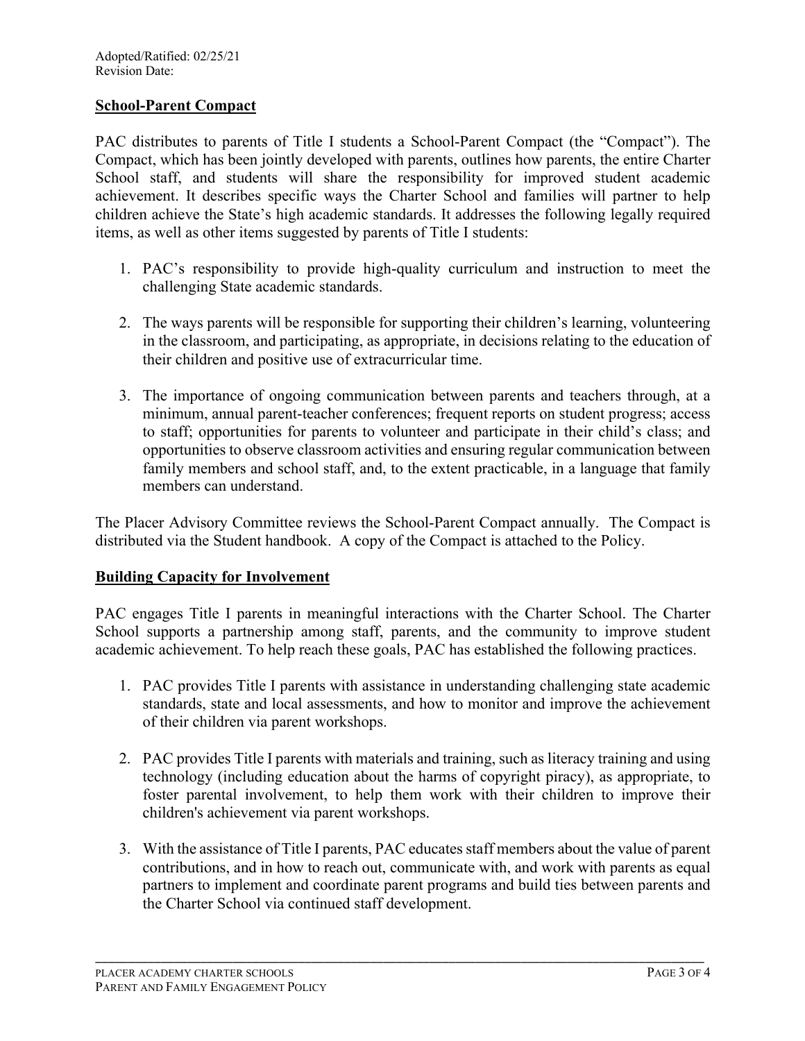Adopted/Ratified: 02/25/21
Revision Date:

## School-Parent Compact

PAC distributes to parents of Title I students a School-Parent Compact (the "Compact"). The Compact, which has been jointly developed with parents, outlines how parents, the entire Charter School staff, and students will share the responsibility for improved student academic achievement. It describes specific ways the Charter School and families will partner to help children achieve the State's high academic standards. It addresses the following legally required items, as well as other items suggested by parents of Title I students:

1. PAC's responsibility to provide high-quality curriculum and instruction to meet the challenging State academic standards.

2. The ways parents will be responsible for supporting their children's learning, volunteering in the classroom, and participating, as appropriate, in decisions relating to the education of their children and positive use of extracurricular time.

3. The importance of ongoing communication between parents and teachers through, at a minimum, annual parent-teacher conferences; frequent reports on student progress; access to staff; opportunities for parents to volunteer and participate in their child's class; and opportunities to observe classroom activities and ensuring regular communication between family members and school staff, and, to the extent practicable, in a language that family members can understand.

The Placer Advisory Committee reviews the School-Parent Compact annually. The Compact is distributed via the Student handbook. A copy of the Compact is attached to the Policy.

## Building Capacity for Involvement

PAC engages Title I parents in meaningful interactions with the Charter School. The Charter School supports a partnership among staff, parents, and the community to improve student academic achievement. To help reach these goals, PAC has established the following practices.

1. PAC provides Title I parents with assistance in understanding challenging state academic standards, state and local assessments, and how to monitor and improve the achievement of their children via parent workshops.

2. PAC provides Title I parents with materials and training, such as literacy training and using technology (including education about the harms of copyright piracy), as appropriate, to foster parental involvement, to help them work with their children to improve their children's achievement via parent workshops.

3. With the assistance of Title I parents, PAC educates staff members about the value of parent contributions, and in how to reach out, communicate with, and work with parents as equal partners to implement and coordinate parent programs and build ties between parents and the Charter School via continued staff development.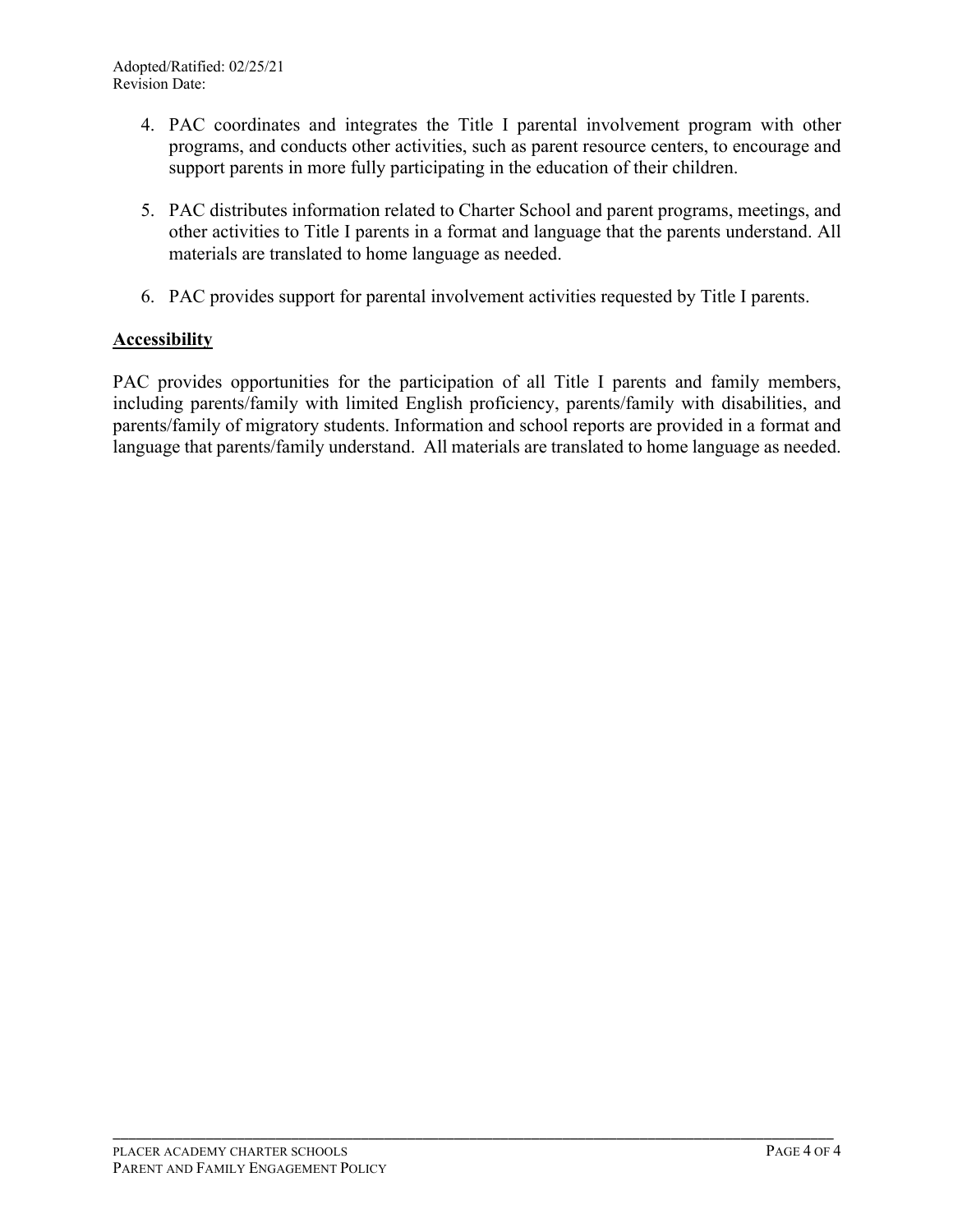4. PAC coordinates and integrates the Title I parental involvement program with other programs, and conducts other activities, such as parent resource centers, to encourage and support parents in more fully participating in the education of their children.

5. PAC distributes information related to Charter School and parent programs, meetings, and other activities to Title I parents in a format and language that the parents understand. All materials are translated to home language as needed.

6. PAC provides support for parental involvement activities requested by Title I parents.

**Accessibility**

PAC provides opportunities for the participation of all Title I parents and family members, including parents/family with limited English proficiency, parents/family with disabilities, and parents/family of migratory students. Information and school reports are provided in a format and language that parents/family understand. All materials are translated to home language as needed.